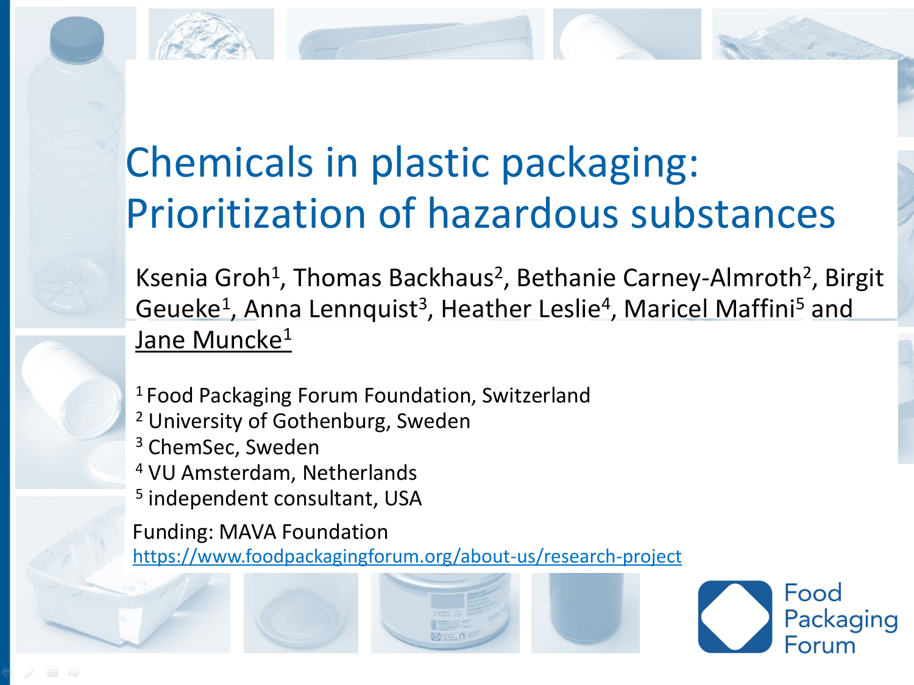# Chemicals in plastic packaging: Prioritization of hazardous substances

Ksenia Groh[1], Thomas Backhaus[2], Bethanie Carney-Almroth[2], Birgit Geueke[1], Anna Lennquist[3], Heather Leslie[4], Maricel Maffini[5] and Jane Muncke[1]

[1] Food Packaging Forum Foundation, Switzerland
[2] University of Gothenburg, Sweden
[3] ChemSec, Sweden
[4] VU Amsterdam, Netherlands
[5] independent consultant, USA

Funding: MAVA Foundation
https://www.foodpackagingforum.org/about-us/research-project

Food Packaging Forum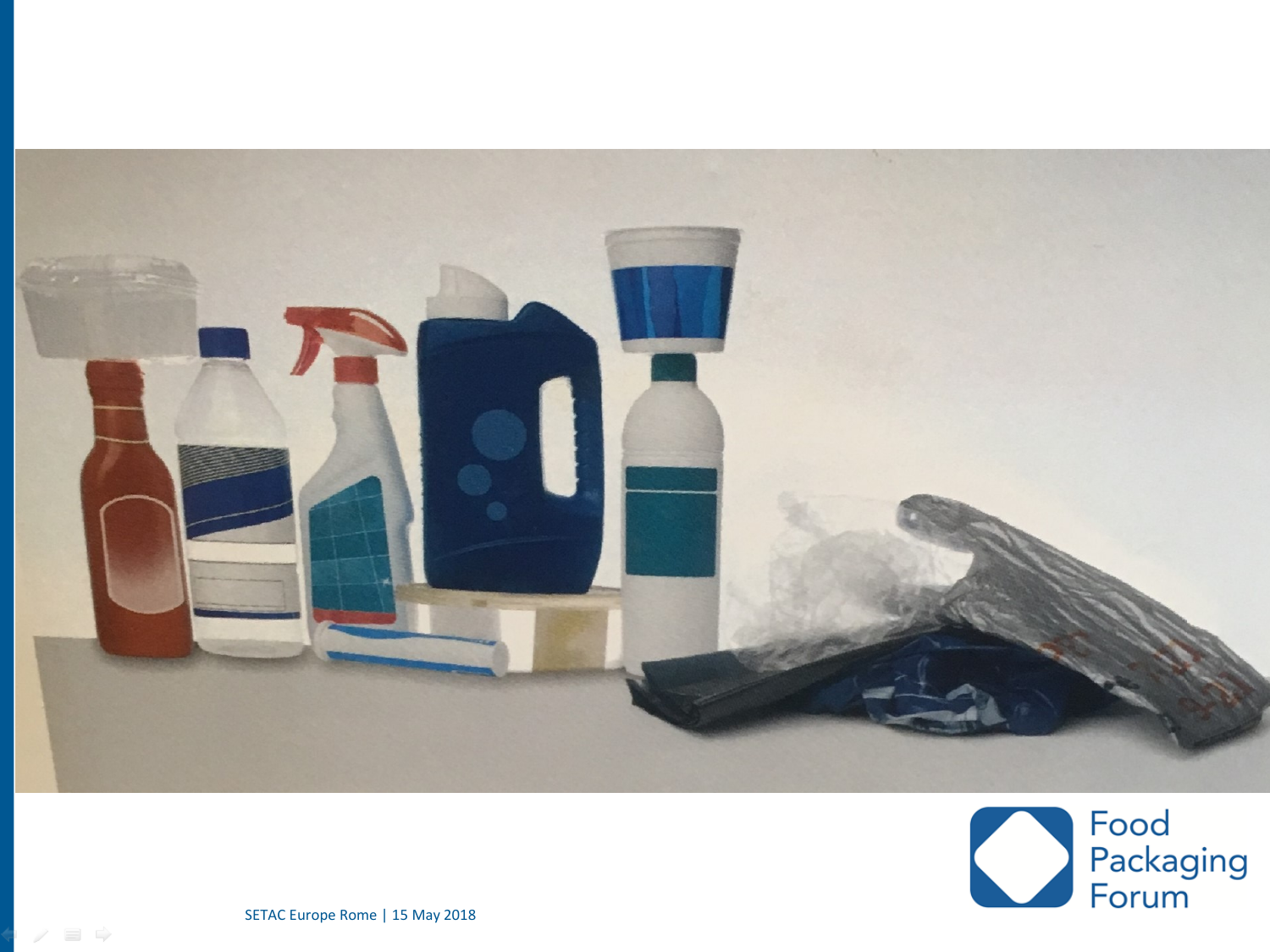SETAC Europe Rome | 15 May 2018

Food Packaging Forum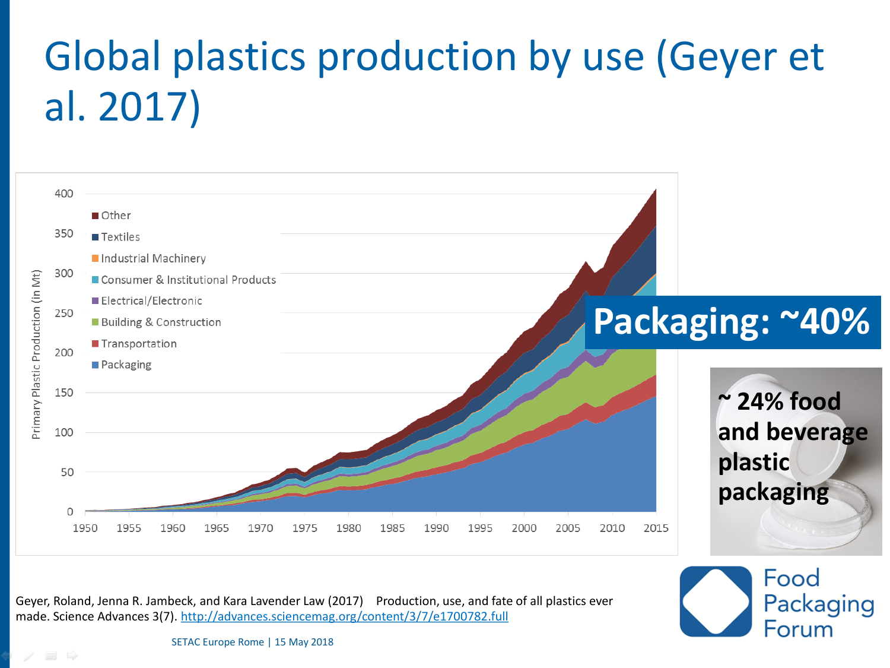# Global plastics production by use (Geyer et al. 2017)

Primary Plastic Production (in Mt)

Legend: Other, Textiles, Industrial Machinery, Consumer & Institutional Products, Electrical/Electronic, Building & Construction, Transportation, Packaging

Y-axis: 0, 50, 100, 150, 200, 250, 300, 350, 400

X-axis: 1950, 1955, 1960, 1965, 1970, 1975, 1980, 1985, 1990, 1995, 2000, 2005, 2010, 2015

**Packaging: ~40%**

**~ 24% food and beverage plastic packaging**

Geyer, Roland, Jenna R. Jambeck, and Kara Lavender Law (2017) Production, use, and fate of all plastics ever made. Science Advances 3(7). http://advances.sciencemag.org/content/3/7/e1700782.full

SETAC Europe Rome | 15 May 2018

Food Packaging Forum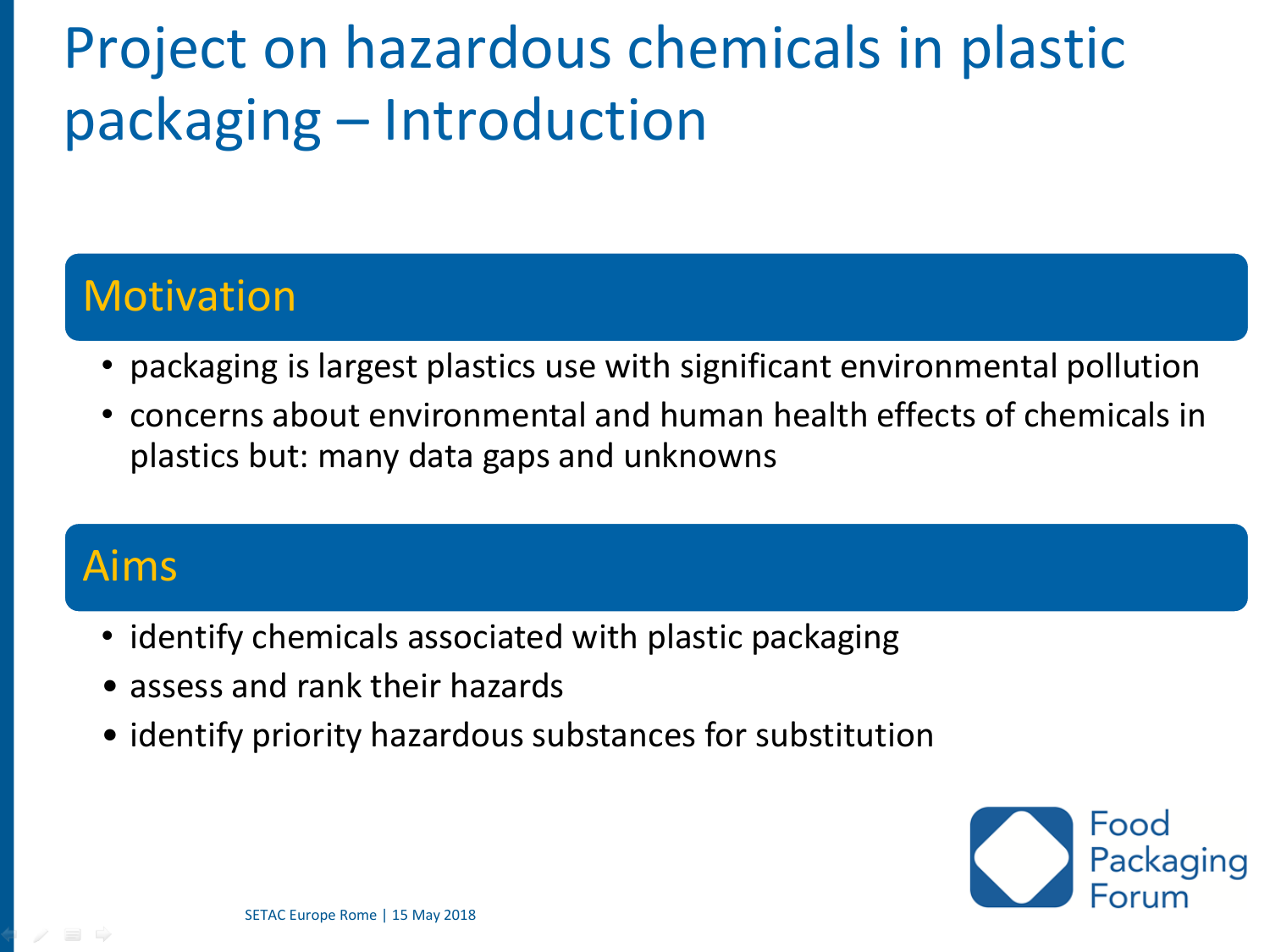# Project on hazardous chemicals in plastic packaging – Introduction

## Motivation

- packaging is largest plastics use with significant environmental pollution
- concerns about environmental and human health effects of chemicals in plastics but: many data gaps and unknowns

## Aims

- identify chemicals associated with plastic packaging
- assess and rank their hazards
- identify priority hazardous substances for substitution

Food Packaging Forum

SETAC Europe Rome | 15 May 2018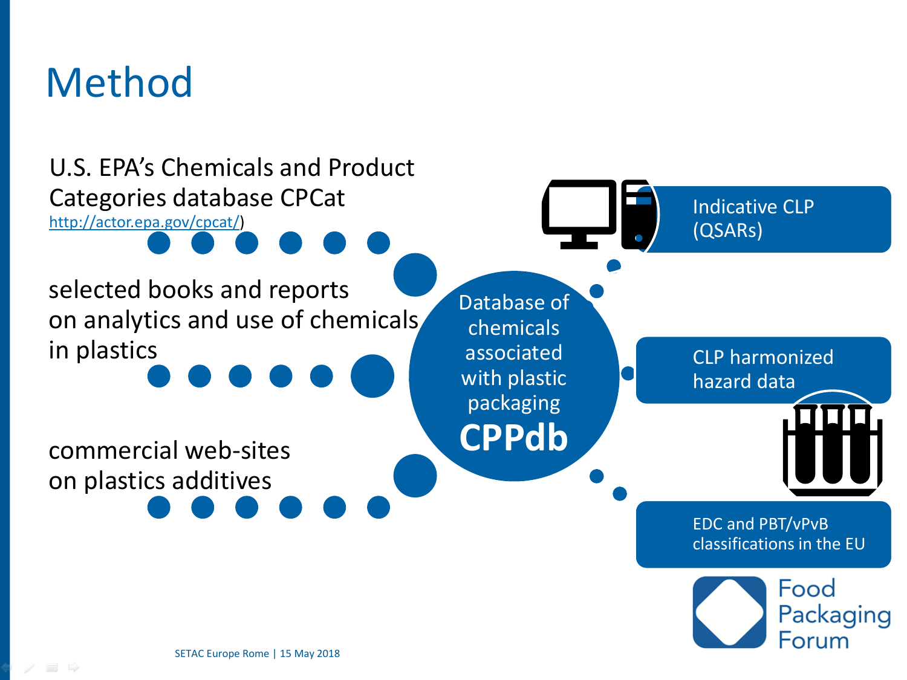# Method

U.S. EPA's Chemicals and Product Categories database CPCat
http://actor.epa.gov/cpcat/)

selected books and reports on analytics and use of chemicals in plastics

commercial web-sites on plastics additives

Database of chemicals associated with plastic packaging

**CPPdb**

Indicative CLP (QSARs)

CLP harmonized hazard data

EDC and PBT/vPvB classifications in the EU

Food Packaging Forum

SETAC Europe Rome | 15 May 2018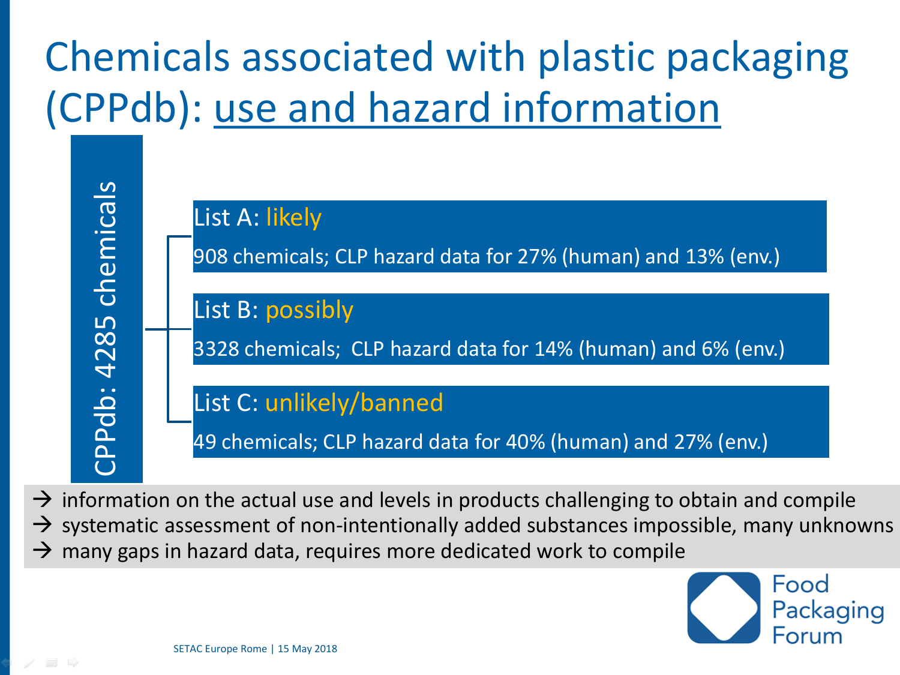# Chemicals associated with plastic packaging (CPPdb): use and hazard information

**CPPdb: 4285 chemicals**

- **List A: likely**
  908 chemicals; CLP hazard data for 27% (human) and 13% (env.)
- **List B: possibly**
  3328 chemicals; CLP hazard data for 14% (human) and 6% (env.)
- **List C: unlikely/banned**
  49 chemicals; CLP hazard data for 40% (human) and 27% (env.)

→ information on the actual use and levels in products challenging to obtain and compile
→ systematic assessment of non-intentionally added substances impossible, many unknowns
→ many gaps in hazard data, requires more dedicated work to compile

Food Packaging Forum

SETAC Europe Rome | 15 May 2018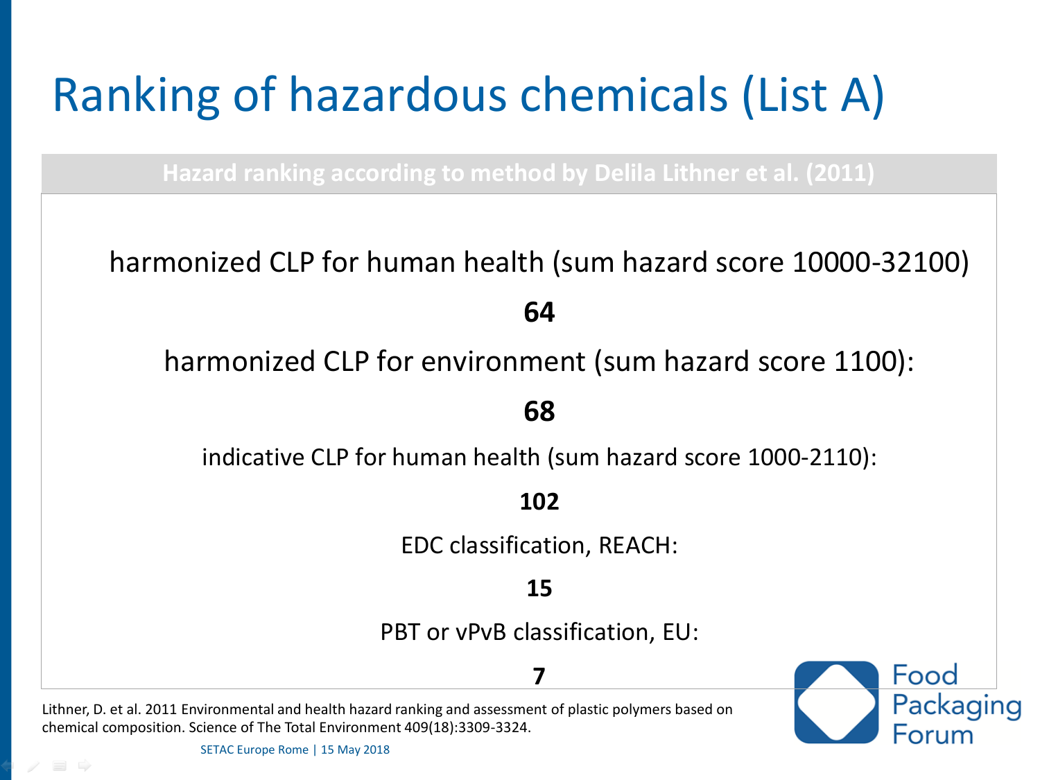# Ranking of hazardous chemicals (List A)

**Hazard ranking according to method by Delila Lithner et al. (2011)**

harmonized CLP for human health (sum hazard score 10000-32100)

**64**

harmonized CLP for environment (sum hazard score 1100):

**68**

indicative CLP for human health (sum hazard score 1000-2110):

**102**

EDC classification, REACH:

**15**

PBT or vPvB classification, EU:

**7**

Lithner, D. et al. 2011 Environmental and health hazard ranking and assessment of plastic polymers based on chemical composition. Science of The Total Environment 409(18):3309-3324.

Food Packaging Forum

SETAC Europe Rome | 15 May 2018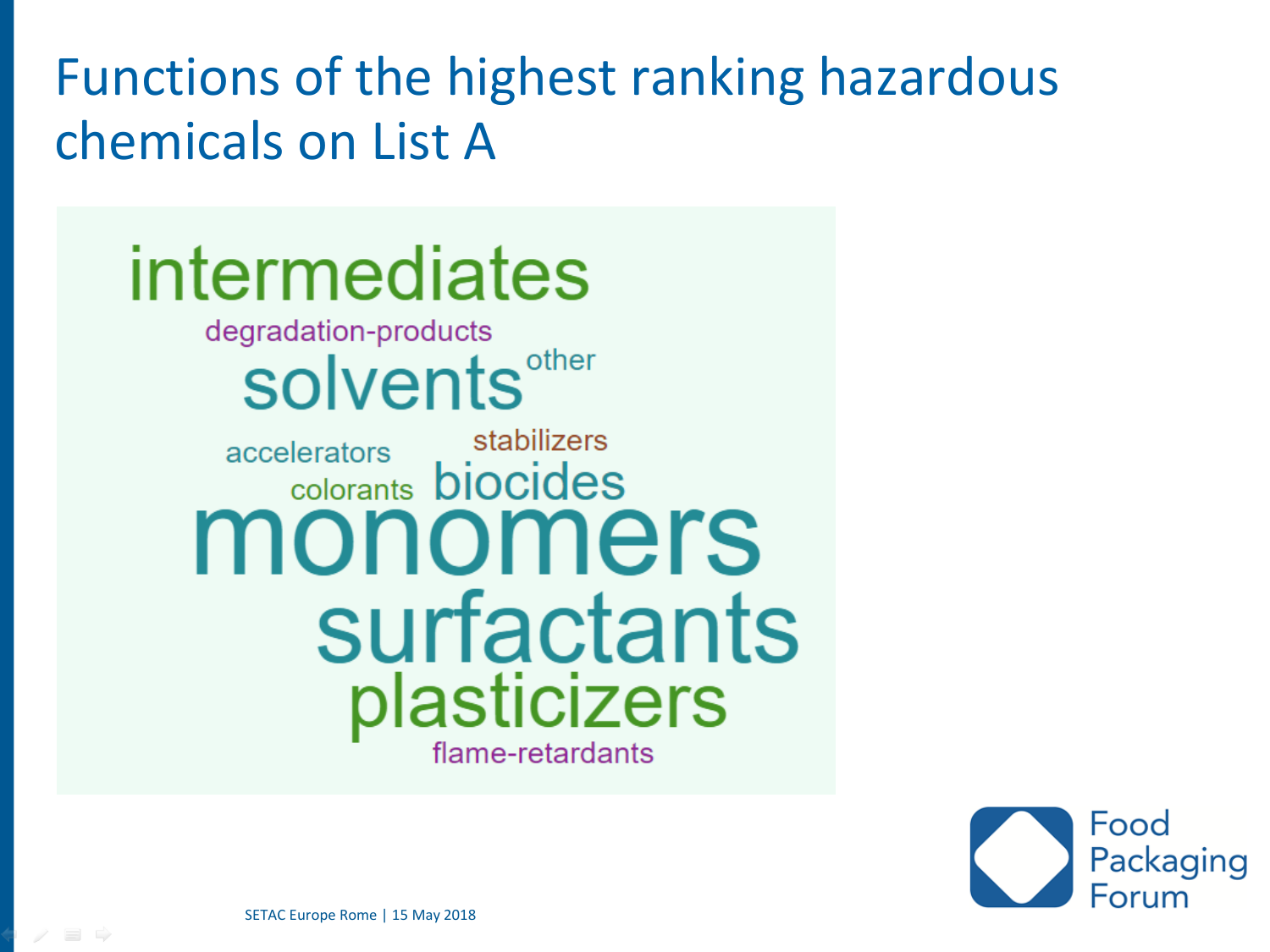# Functions of the highest ranking hazardous chemicals on List A

intermediates

degradation-products

solvents

other

accelerators

stabilizers

colorants

biocides

monomers

surfactants

plasticizers

flame-retardants

SETAC Europe Rome | 15 May 2018

Food Packaging Forum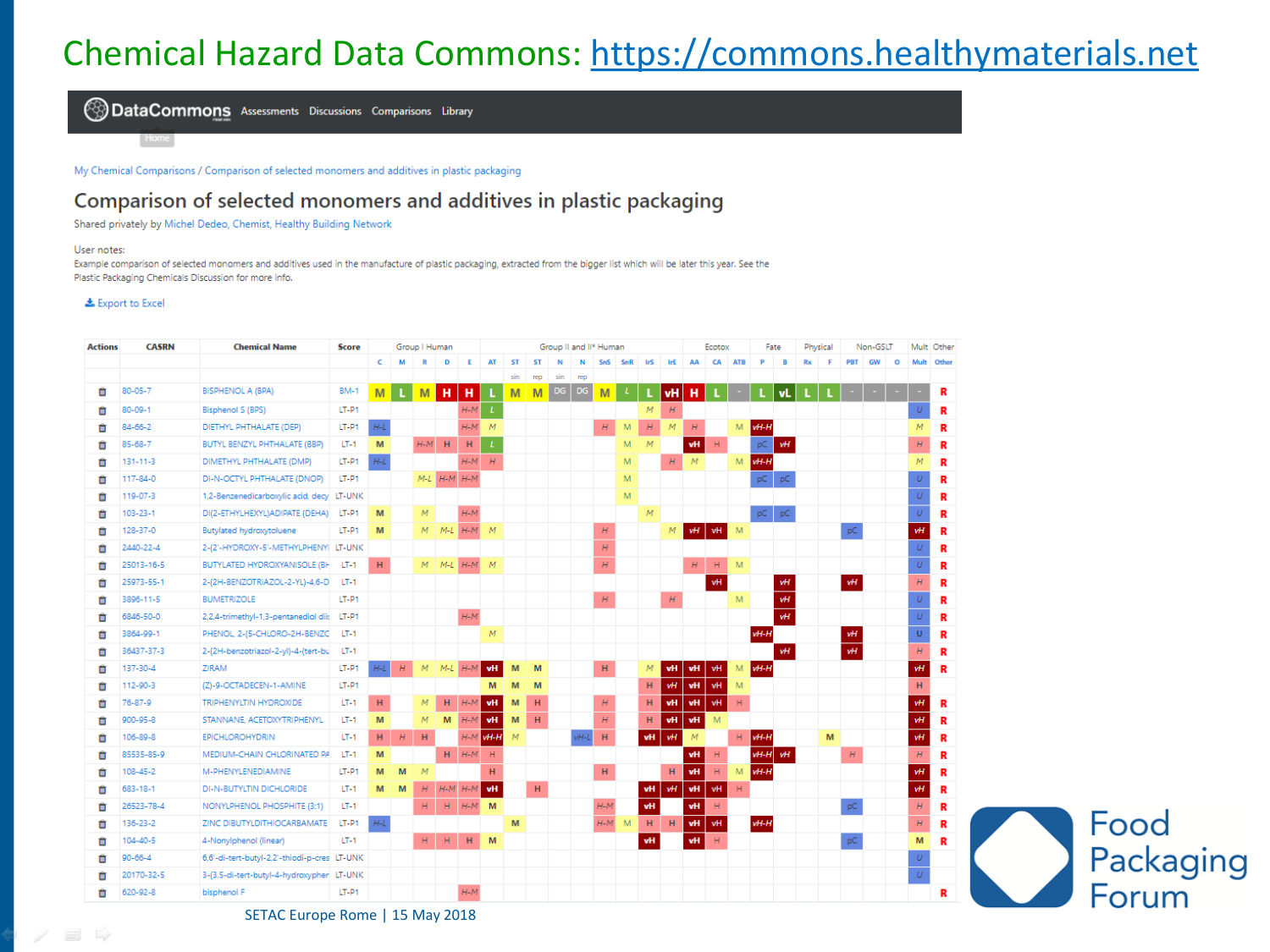# Chemical Hazard Data Commons: https://commons.healthymaterials.net

DataCommons | Assessments | Discussions | Comparisons | Library

My Chemical Comparisons / Comparison of selected monomers and additives in plastic packaging

## Comparison of selected monomers and additives in plastic packaging

Shared privately by Michel Dedeo, Chemist, Healthy Building Network

User notes:
Example comparison of selected monomers and additives used in the manufacture of plastic packaging, extracted from the bigger list which will be later this year. See the Plastic Packaging Chemicals Discussion for more info.

Export to Excel

| CASRN | Chemical Name | Score |
|---|---|---|
| 80-05-7 | BISPHENOL A (BPA) | BM-1 |
| 80-09-1 | Bisphenol S (BPS) | LT-P1 |
| 84-66-2 | DIETHYL PHTHALATE (DEP) | LT-P1 |
| 85-68-7 | BUTYL BENZYL PHTHALATE (BBP) | LT-1 |
| 131-11-3 | DIMETHYL PHTHALATE (DMP) | LT-P1 |
| 117-84-0 | DI-N-OCTYL PHTHALATE (DNOP) | LT-P1 |
| 119-07-3 | 1,2-Benzenedicarboxylic acid, decy | LT-UNK |
| 103-23-1 | DI(2-ETHYLHEXYL)ADIPATE (DEHA) | LT-P1 |
| 128-37-0 | Butylated hydroxytoluene | LT-P1 |
| 2440-22-4 | 2-(2'-HYDROXY-5'-METHYLPHENYL | LT-UNK |
| 25013-16-5 | BUTYLATED HYDROXYANISOLE (BH | LT-1 |
| 25973-55-1 | 2-(2H-BENZOTRIAZOL-2-YL)-4,6-D | LT-1 |
| 3896-11-5 | BUMETRIZOLE | LT-P1 |
| 6846-50-0 | 2,2,4-trimethyl-1,3-pentanediol dii | LT-P1 |
| 3864-99-1 | PHENOL, 2-(5-CHLORO-2H-BENZC | LT-1 |
| 36437-37-3 | 2-(2H-benzotriazol-2-yl)-4-(tert-bu | LT-1 |
| 137-30-4 | ZIRAM | LT-P1 |
| 112-90-3 | (Z)-9-OCTADECEN-1-AMINE | LT-P1 |
| 76-87-9 | TRIPHENYLTIN HYDROXIDE | LT-1 |
| 900-95-8 | STANNANE, ACETOXYTRIPHENYL | LT-1 |
| 106-89-8 | EPICHLOROHYDRIN | LT-1 |
| 85535-85-9 | MEDIUM-CHAIN CHLORINATED PA | LT-1 |
| 108-45-2 | M-PHENYLENEDIAMINE | LT-P1 |
| 683-18-1 | DI-N-BUTYLTIN DICHLORIDE | LT-1 |
| 26523-78-4 | NONYLPHENOL PHOSPHITE (3:1) | LT-1 |
| 136-23-2 | ZINC DIBUTYLDITHIOCARBAMATE | LT-P1 |
| 104-40-5 | 4-Nonylphenol (linear) | LT-1 |
| 90-66-4 | 6,6'-di-tert-butyl-2,2'-thiodi-p-cres | LT-UNK |
| 20170-32-5 | 3-(3,5-di-tert-butyl-4-hydroxypher | LT-UNK |
| 620-92-8 | bisphenol F | LT-P1 |

SETAC Europe Rome | 15 May 2018

Food Packaging Forum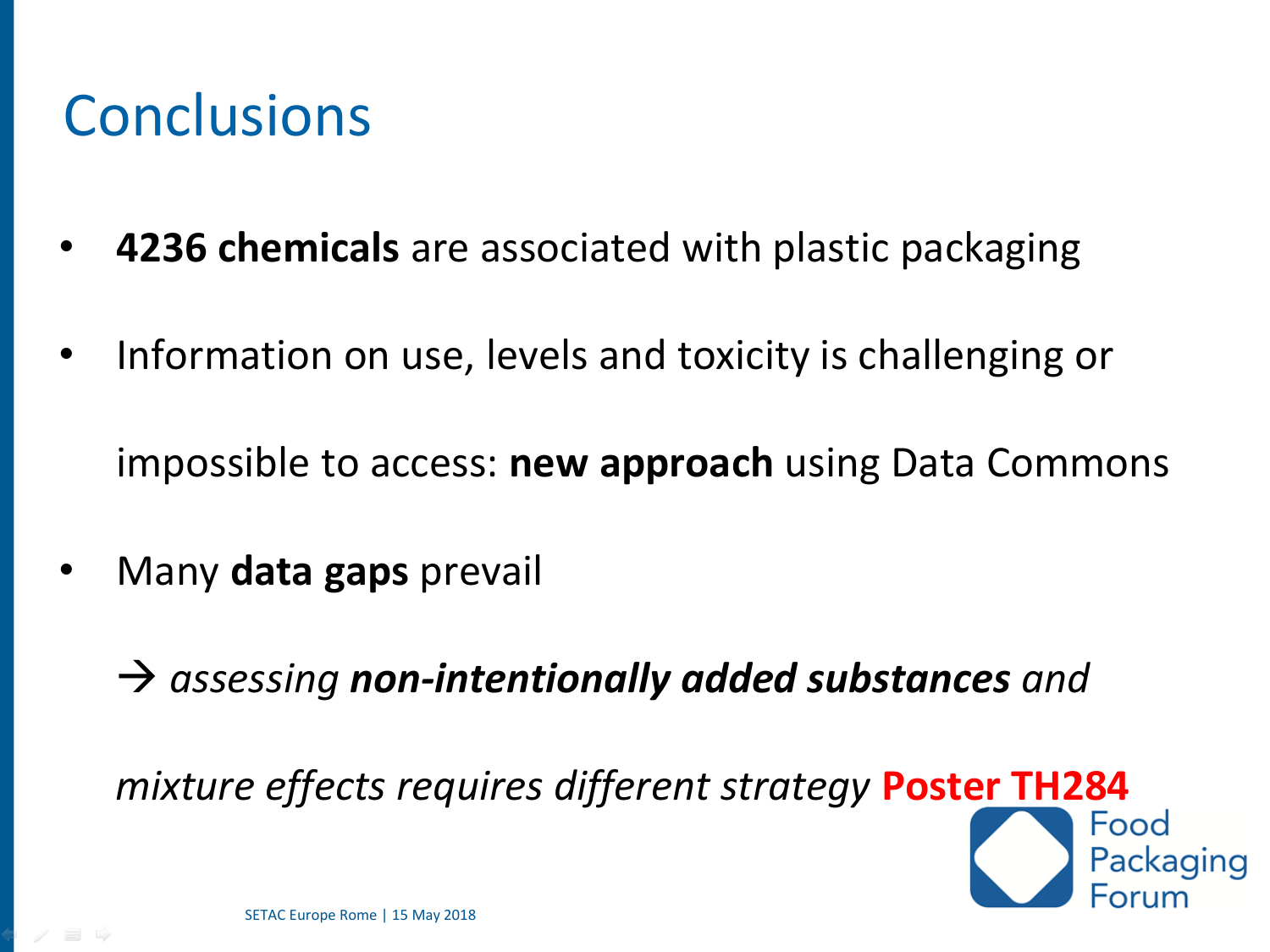# Conclusions

- **4236 chemicals** are associated with plastic packaging
- Information on use, levels and toxicity is challenging or impossible to access: **new approach** using Data Commons
- Many **data gaps** prevail

  → *assessing* ***non-intentionally added substances*** *and mixture effects requires different strategy* **Poster TH284**

Food Packaging Forum

SETAC Europe Rome | 15 May 2018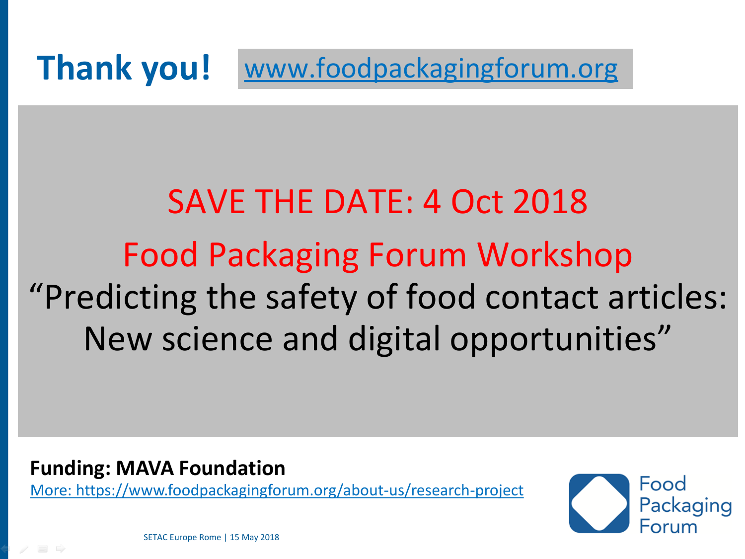# Thank you!

www.foodpackagingforum.org

SAVE THE DATE: 4 Oct 2018

Food Packaging Forum Workshop

"Predicting the safety of food contact articles: New science and digital opportunities"

**Funding: MAVA Foundation**

More: https://www.foodpackagingforum.org/about-us/research-project

Food Packaging Forum